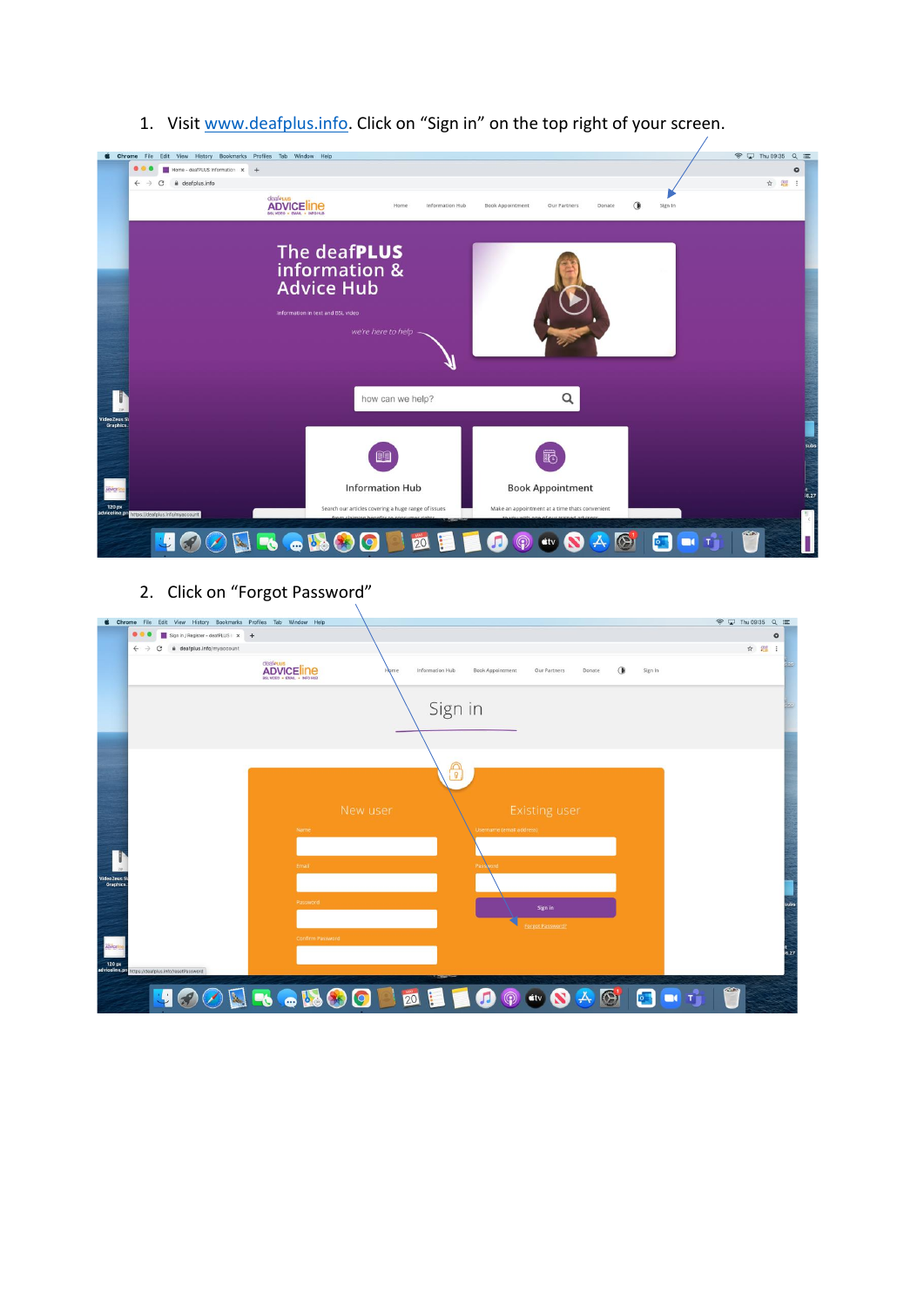1. Visit [www.deafplus.info](http://www.deafplus.info). Click on “Sign in” on the top right of your screen.

2. Click on “Forgot Password”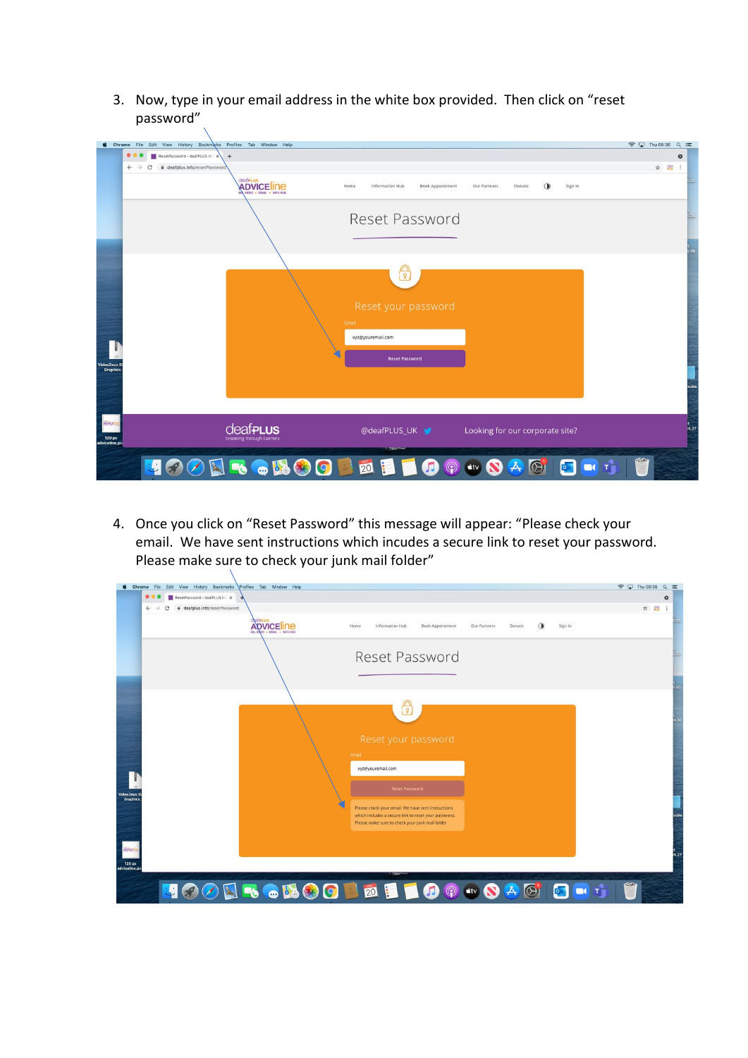3. Now, type in your email address in the white box provided. Then click on “reset password”

4. Once you click on “Reset Password” this message will appear: “Please check your email. We have sent instructions which incudes a secure link to reset your password. Please make sure to check your junk mail folder”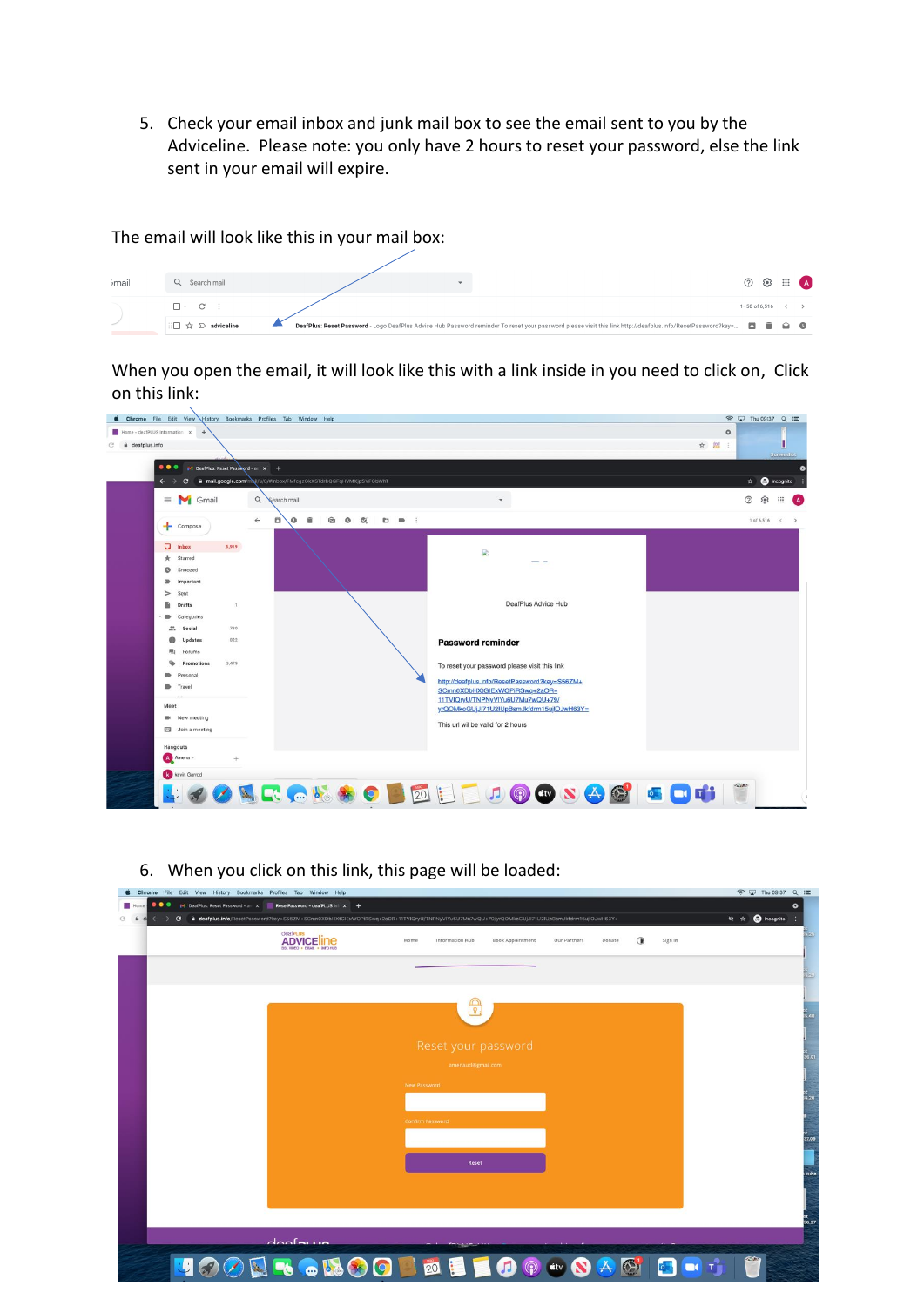5. Check your email inbox and junk mail box to see the email sent to you by the Adviceline. Please note: you only have 2 hours to reset your password, else the link sent in your email will expire.

The email will look like this in your mail box:

When you open the email, it will look like this with a link inside in you need to click on, Click on this link:

6. When you click on this link, this page will be loaded: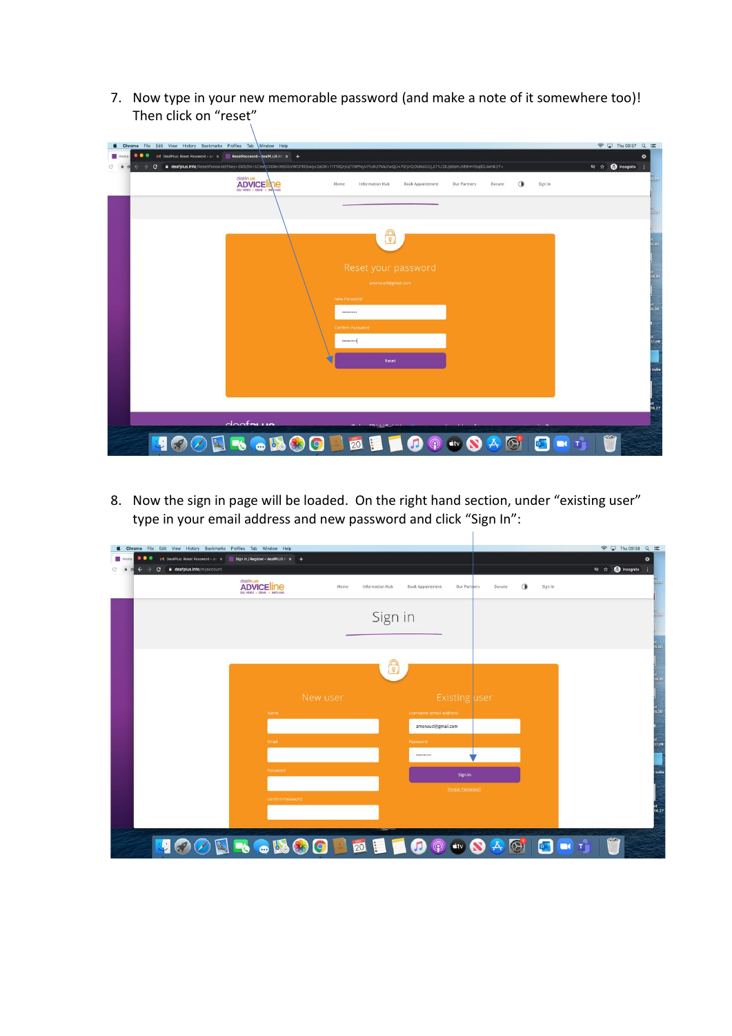7. Now type in your new memorable password (and make a note of it somewhere too)! Then click on "reset"

8. Now the sign in page will be loaded. On the right hand section, under "existing user" type in your email address and new password and click "Sign In":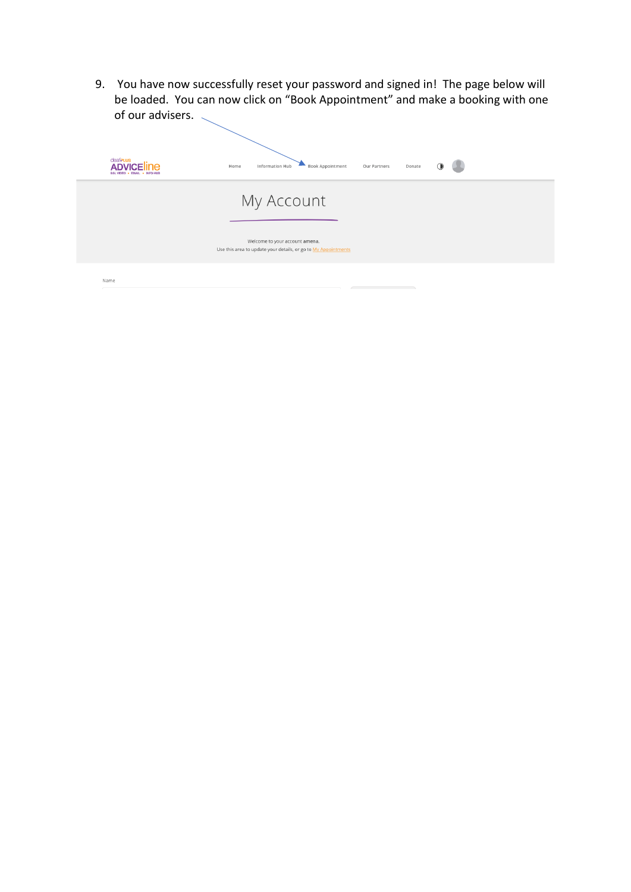9. You have now successfully reset your password and signed in! The page below will be loaded. You can now click on "Book Appointment" and make a booking with one of our advisers.

deafPLUS ADVICEline BSL VIDEO • EMAIL • INFO HUB

Home Information Hub Book Appointment Our Partners Donate

# My Account

Welcome to your account amena.

Use this area to update your details, or go to My Appointments

Name